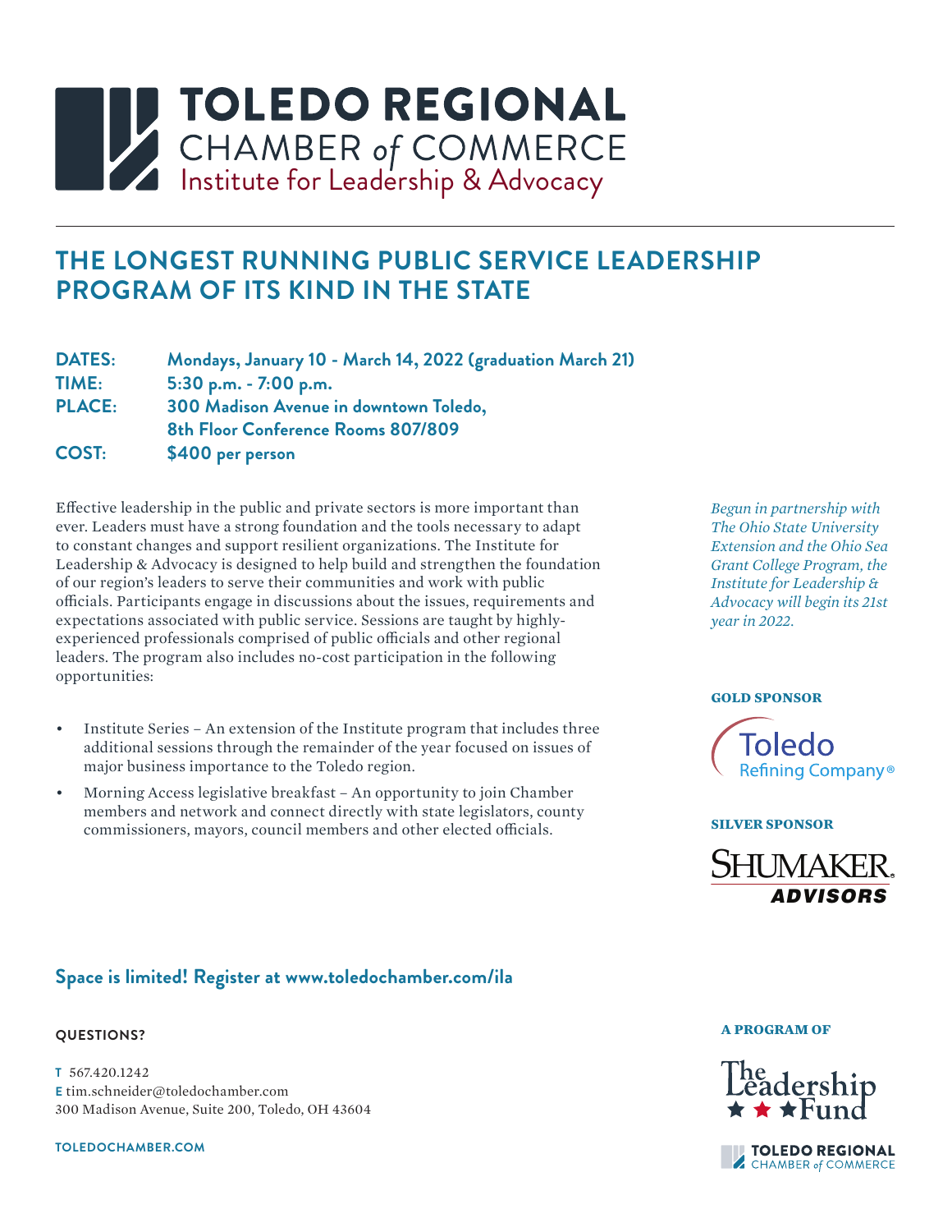# TOLEDO REGIONAL CHAMBER *of* COMMERCE
## Institute for Leadership & Advocacy

## THE LONGEST RUNNING PUBLIC SERVICE LEADERSHIP PROGRAM OF ITS KIND IN THE STATE

**DATES:** **Mondays, January 10 - March 14, 2022 (graduation March 21)**
**TIME:** **5:30 p.m. - 7:00 p.m.**
**PLACE:** **300 Madison Avenue in downtown Toledo, 8th Floor Conference Rooms 807/809**
**COST:** **$400 per person**

Effective leadership in the public and private sectors is more important than ever. Leaders must have a strong foundation and the tools necessary to adapt to constant changes and support resilient organizations. The Institute for Leadership & Advocacy is designed to help build and strengthen the foundation of our region's leaders to serve their communities and work with public officials. Participants engage in discussions about the issues, requirements and expectations associated with public service. Sessions are taught by highly-experienced professionals comprised of public officials and other regional leaders. The program also includes no-cost participation in the following opportunities:

- Institute Series – An extension of the Institute program that includes three additional sessions through the remainder of the year focused on issues of major business importance to the Toledo region.
- Morning Access legislative breakfast – An opportunity to join Chamber members and network and connect directly with state legislators, county commissioners, mayors, council members and other elected officials.

*Begun in partnership with The Ohio State University Extension and the Ohio Sea Grant College Program, the Institute for Leadership & Advocacy will begin its 21st year in 2022.*

**GOLD SPONSOR**

Toledo Refining Company®

**SILVER SPONSOR**

SHUMAKER ADVISORS

### Space is limited! Register at www.toledochamber.com/ila

**QUESTIONS?**

**T** 567.420.1242
**E** tim.schneider@toledochamber.com
300 Madison Avenue, Suite 200, Toledo, OH 43604

**TOLEDOCHAMBER.COM**

**A PROGRAM OF**

The Leadership Fund

TOLEDO REGIONAL CHAMBER *of* COMMERCE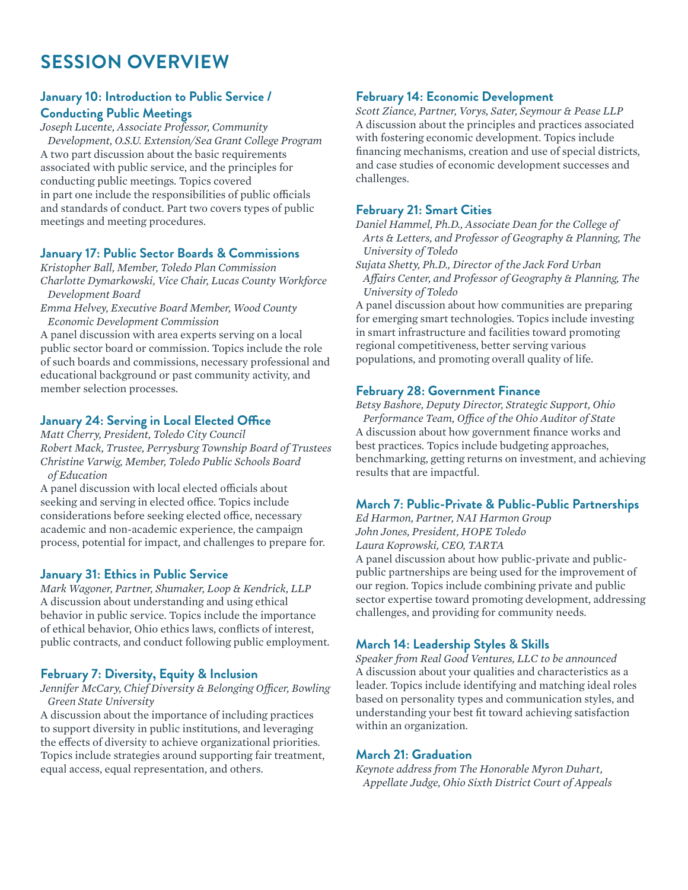# SESSION OVERVIEW

### January 10: Introduction to Public Service / Conducting Public Meetings

*Joseph Lucente, Associate Professor, Community Development, O.S.U. Extension/Sea Grant College Program*

A two part discussion about the basic requirements associated with public service, and the principles for conducting public meetings. Topics covered in part one include the responsibilities of public officials and standards of conduct. Part two covers types of public meetings and meeting procedures.

### January 17: Public Sector Boards & Commissions

*Kristopher Ball, Member, Toledo Plan Commission*
*Charlotte Dymarkowski, Vice Chair, Lucas County Workforce Development Board*
*Emma Helvey, Executive Board Member, Wood County Economic Development Commission*

A panel discussion with area experts serving on a local public sector board or commission. Topics include the role of such boards and commissions, necessary professional and educational background or past community activity, and member selection processes.

### January 24: Serving in Local Elected Office

*Matt Cherry, President, Toledo City Council*
*Robert Mack, Trustee, Perrysburg Township Board of Trustees*
*Christine Varwig, Member, Toledo Public Schools Board of Education*

A panel discussion with local elected officials about seeking and serving in elected office. Topics include considerations before seeking elected office, necessary academic and non-academic experience, the campaign process, potential for impact, and challenges to prepare for.

### January 31: Ethics in Public Service

*Mark Wagoner, Partner, Shumaker, Loop & Kendrick, LLP*

A discussion about understanding and using ethical behavior in public service. Topics include the importance of ethical behavior, Ohio ethics laws, conflicts of interest, public contracts, and conduct following public employment.

### February 7: Diversity, Equity & Inclusion

*Jennifer McCary, Chief Diversity & Belonging Officer, Bowling Green State University*

A discussion about the importance of including practices to support diversity in public institutions, and leveraging the effects of diversity to achieve organizational priorities. Topics include strategies around supporting fair treatment, equal access, equal representation, and others.

### February 14: Economic Development

*Scott Ziance, Partner, Vorys, Sater, Seymour & Pease LLP*

A discussion about the principles and practices associated with fostering economic development. Topics include financing mechanisms, creation and use of special districts, and case studies of economic development successes and challenges.

### February 21: Smart Cities

*Daniel Hammel, Ph.D., Associate Dean for the College of Arts & Letters, and Professor of Geography & Planning, The University of Toledo*
*Sujata Shetty, Ph.D., Director of the Jack Ford Urban Affairs Center, and Professor of Geography & Planning, The University of Toledo*

A panel discussion about how communities are preparing for emerging smart technologies. Topics include investing in smart infrastructure and facilities toward promoting regional competitiveness, better serving various populations, and promoting overall quality of life.

### February 28: Government Finance

*Betsy Bashore, Deputy Director, Strategic Support, Ohio Performance Team, Office of the Ohio Auditor of State*

A discussion about how government finance works and best practices. Topics include budgeting approaches, benchmarking, getting returns on investment, and achieving results that are impactful.

### March 7: Public-Private & Public-Public Partnerships

*Ed Harmon, Partner, NAI Harmon Group*
*John Jones, President, HOPE Toledo*
*Laura Koprowski, CEO, TARTA*

A panel discussion about how public-private and public-public partnerships are being used for the improvement of our region. Topics include combining private and public sector expertise toward promoting development, addressing challenges, and providing for community needs.

### March 14: Leadership Styles & Skills

*Speaker from Real Good Ventures, LLC to be announced*

A discussion about your qualities and characteristics as a leader. Topics include identifying and matching ideal roles based on personality types and communication styles, and understanding your best fit toward achieving satisfaction within an organization.

### March 21: Graduation

*Keynote address from The Honorable Myron Duhart, Appellate Judge, Ohio Sixth District Court of Appeals*